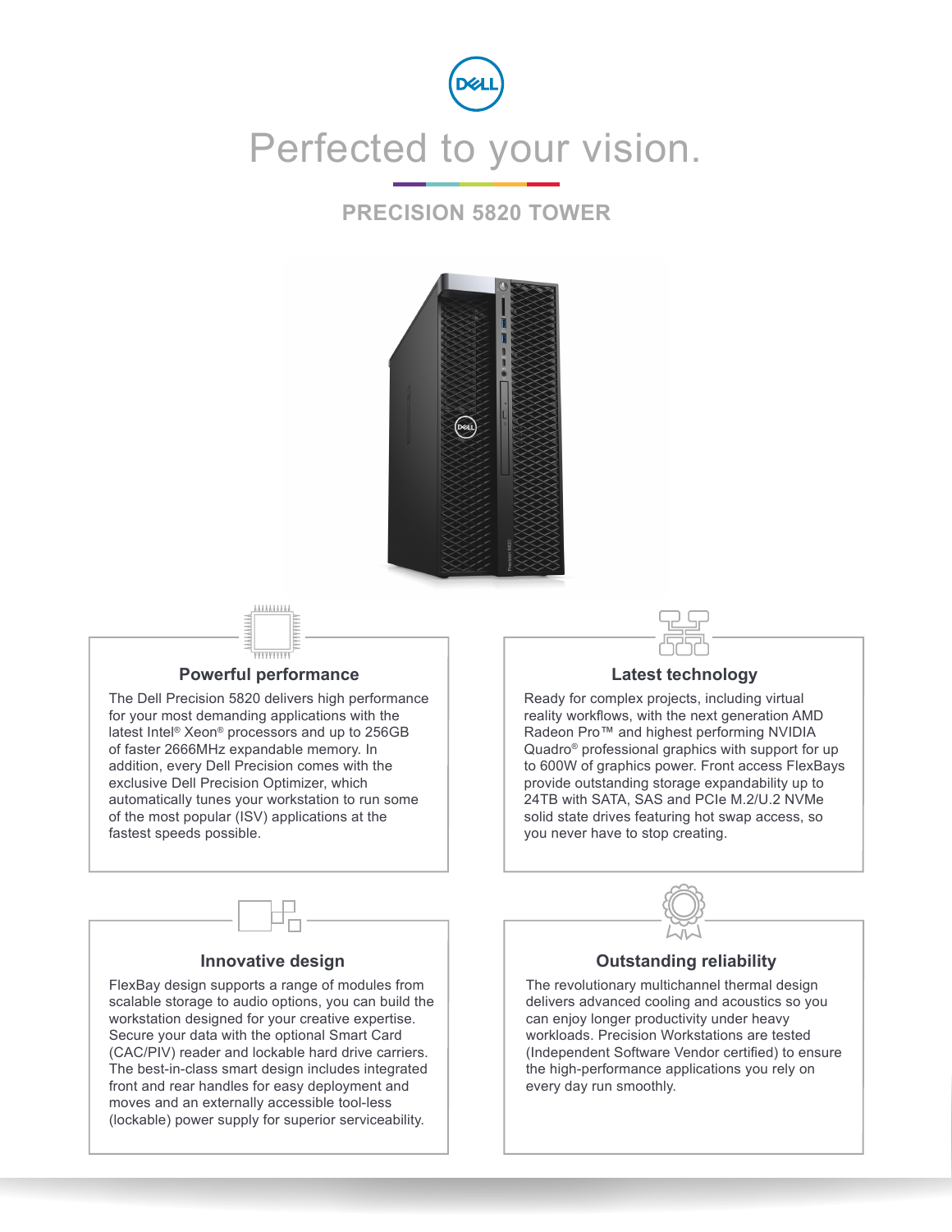# Perfected to your vision.

## PRECISION 5820 TOWER

### Powerful performance

The Dell Precision 5820 delivers high performance for your most demanding applications with the latest Intel® Xeon® processors and up to 256GB of faster 2666MHz expandable memory. In addition, every Dell Precision comes with the exclusive Dell Precision Optimizer, which automatically tunes your workstation to run some of the most popular (ISV) applications at the fastest speeds possible.

### Latest technology

Ready for complex projects, including virtual reality workflows, with the next generation AMD Radeon Pro™ and highest performing NVIDIA Quadro® professional graphics with support for up to 600W of graphics power. Front access FlexBays provide outstanding storage expandability up to 24TB with SATA, SAS and PCIe M.2/U.2 NVMe solid state drives featuring hot swap access, so you never have to stop creating.

### Innovative design

FlexBay design supports a range of modules from scalable storage to audio options, you can build the workstation designed for your creative expertise. Secure your data with the optional Smart Card (CAC/PIV) reader and lockable hard drive carriers. The best-in-class smart design includes integrated front and rear handles for easy deployment and moves and an externally accessible tool-less (lockable) power supply for superior serviceability.

### Outstanding reliability

The revolutionary multichannel thermal design delivers advanced cooling and acoustics so you can enjoy longer productivity under heavy workloads. Precision Workstations are tested (Independent Software Vendor certified) to ensure the high-performance applications you rely on every day run smoothly.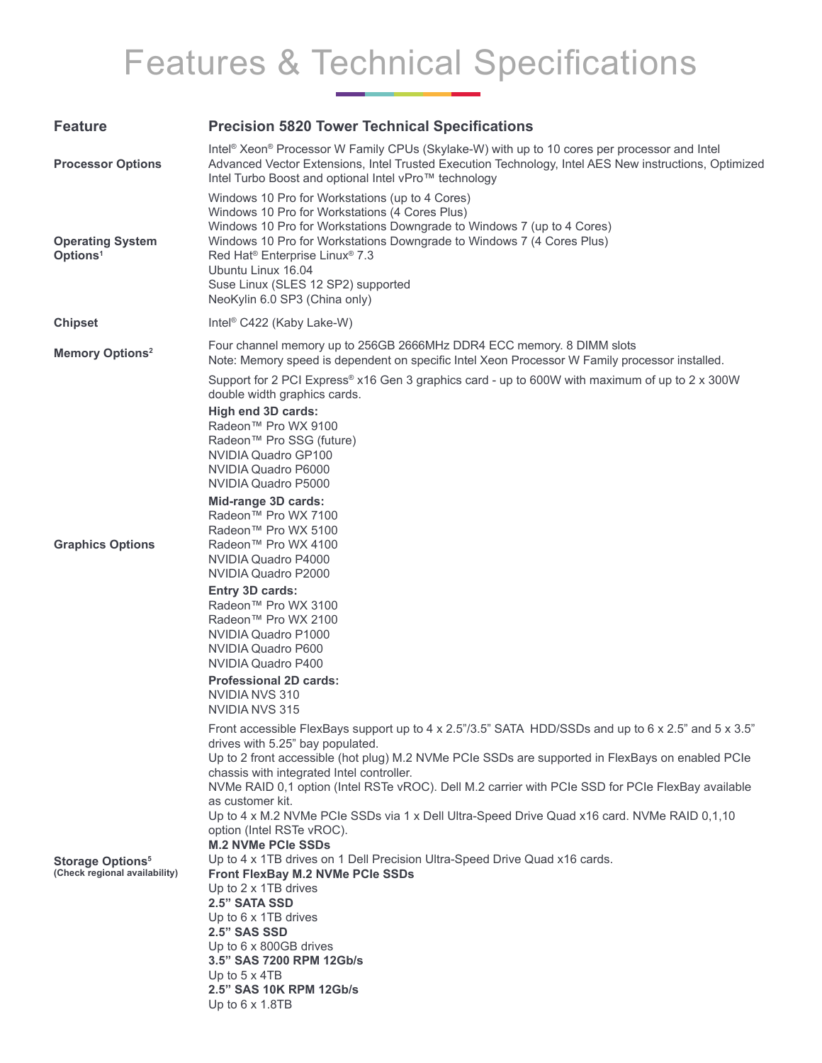# Features & Technical Specifications

| Feature | Precision 5820 Tower Technical Specifications |
|---|---|
| Processor Options | Intel® Xeon® Processor W Family CPUs (Skylake-W) with up to 10 cores per processor and Intel Advanced Vector Extensions, Intel Trusted Execution Technology, Intel AES New instructions, Optimized Intel Turbo Boost and optional Intel vPro™ technology |
| Operating System Options[1] | Windows 10 Pro for Workstations (up to 4 Cores)<br>Windows 10 Pro for Workstations (4 Cores Plus)<br>Windows 10 Pro for Workstations Downgrade to Windows 7 (up to 4 Cores)<br>Windows 10 Pro for Workstations Downgrade to Windows 7 (4 Cores Plus)<br>Red Hat® Enterprise Linux® 7.3<br>Ubuntu Linux 16.04<br>Suse Linux (SLES 12 SP2) supported<br>NeoKylin 6.0 SP3 (China only) |
| Chipset | Intel® C422 (Kaby Lake-W) |
| Memory Options[2] | Four channel memory up to 256GB 2666MHz DDR4 ECC memory. 8 DIMM slots<br>Note: Memory speed is dependent on specific Intel Xeon Processor W Family processor installed. |
| Graphics Options | Support for 2 PCI Express® x16 Gen 3 graphics card - up to 600W with maximum of up to 2 x 300W double width graphics cards.<br>**High end 3D cards:**<br>Radeon™ Pro WX 9100<br>Radeon™ Pro SSG (future)<br>NVIDIA Quadro GP100<br>NVIDIA Quadro P6000<br>NVIDIA Quadro P5000<br>**Mid-range 3D cards:**<br>Radeon™ Pro WX 7100<br>Radeon™ Pro WX 5100<br>Radeon™ Pro WX 4100<br>NVIDIA Quadro P4000<br>NVIDIA Quadro P2000<br>**Entry 3D cards:**<br>Radeon™ Pro WX 3100<br>Radeon™ Pro WX 2100<br>NVIDIA Quadro P1000<br>NVIDIA Quadro P600<br>NVIDIA Quadro P400<br>**Professional 2D cards:**<br>NVIDIA NVS 310<br>NVIDIA NVS 315 |
| Storage Options[5] **(Check regional availability)** | Front accessible FlexBays support up to 4 x 2.5"/3.5" SATA HDD/SSDs and up to 6 x 2.5" and 5 x 3.5" drives with 5.25" bay populated.<br>Up to 2 front accessible (hot plug) M.2 NVMe PCIe SSDs are supported in FlexBays on enabled PCIe chassis with integrated Intel controller.<br>NVMe RAID 0,1 option (Intel RSTe vROC). Dell M.2 carrier with PCIe SSD for PCIe FlexBay available as customer kit.<br>Up to 4 x M.2 NVMe PCIe SSDs via 1 x Dell Ultra-Speed Drive Quad x16 card. NVMe RAID 0,1,10 option (Intel RSTe vROC).<br>**M.2 NVMe PCIe SSDs**<br>Up to 4 x 1TB drives on 1 Dell Precision Ultra-Speed Drive Quad x16 cards.<br>**Front FlexBay M.2 NVMe PCIe SSDs**<br>Up to 2 x 1TB drives<br>**2.5" SATA SSD**<br>Up to 6 x 1TB drives<br>**2.5" SAS SSD**<br>Up to 6 x 800GB drives<br>**3.5" SAS 7200 RPM 12Gb/s**<br>Up to 5 x 4TB<br>**2.5" SAS 10K RPM 12Gb/s**<br>Up to 6 x 1.8TB |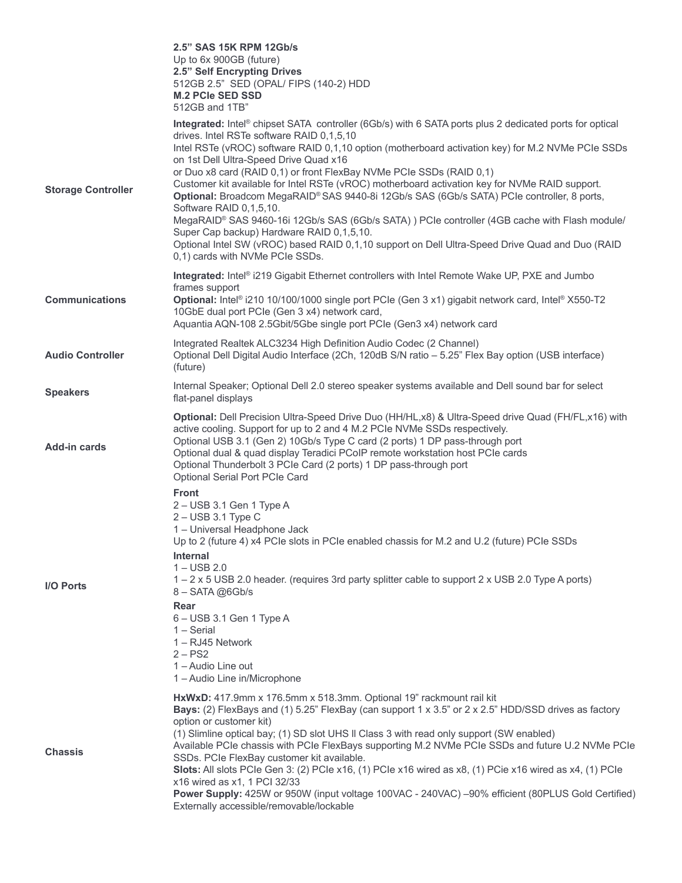| | |
|---|---|
| | **2.5" SAS 15K RPM 12Gb/s**<br>Up to 6x 900GB (future)<br>**2.5" Self Encrypting Drives**<br>512GB 2.5" SED (OPAL/ FIPS (140-2) HDD<br>**M.2 PCIe SED SSD**<br>512GB and 1TB" |
| **Storage Controller** | **Integrated:** Intel® chipset SATA controller (6Gb/s) with 6 SATA ports plus 2 dedicated ports for optical drives. Intel RSTe software RAID 0,1,5,10<br>Intel RSTe (vROC) software RAID 0,1,10 option (motherboard activation key) for M.2 NVMe PCIe SSDs on 1st Dell Ultra-Speed Drive Quad x16<br>or Duo x8 card (RAID 0,1) or front FlexBay NVMe PCIe SSDs (RAID 0,1)<br>Customer kit available for Intel RSTe (vROC) motherboard activation key for NVMe RAID support.<br>**Optional:** Broadcom MegaRAID® SAS 9440-8i 12Gb/s SAS (6Gb/s SATA) PCIe controller, 8 ports, Software RAID 0,1,5,10.<br>MegaRAID® SAS 9460-16i 12Gb/s SAS (6Gb/s SATA) ) PCIe controller (4GB cache with Flash module/ Super Cap backup) Hardware RAID 0,1,5,10.<br>Optional Intel SW (vROC) based RAID 0,1,10 support on Dell Ultra-Speed Drive Quad and Duo (RAID 0,1) cards with NVMe PCIe SSDs. |
| **Communications** | **Integrated:** Intel® i219 Gigabit Ethernet controllers with Intel Remote Wake UP, PXE and Jumbo frames support<br>**Optional:** Intel® i210 10/100/1000 single port PCIe (Gen 3 x1) gigabit network card, Intel® X550-T2 10GbE dual port PCIe (Gen 3 x4) network card,<br>Aquantia AQN-108 2.5Gbit/5Gbe single port PCIe (Gen3 x4) network card |
| **Audio Controller** | Integrated Realtek ALC3234 High Definition Audio Codec (2 Channel)<br>Optional Dell Digital Audio Interface (2Ch, 120dB S/N ratio – 5.25" Flex Bay option (USB interface) (future) |
| **Speakers** | Internal Speaker; Optional Dell 2.0 stereo speaker systems available and Dell sound bar for select flat-panel displays |
| **Add-in cards** | **Optional:** Dell Precision Ultra-Speed Drive Duo (HH/HL,x8) & Ultra-Speed drive Quad (FH/FL,x16) with active cooling. Support for up to 2 and 4 M.2 PCIe NVMe SSDs respectively.<br>Optional USB 3.1 (Gen 2) 10Gb/s Type C card (2 ports) 1 DP pass-through port<br>Optional dual & quad display Teradici PCoIP remote workstation host PCIe cards<br>Optional Thunderbolt 3 PCIe Card (2 ports) 1 DP pass-through port<br>Optional Serial Port PCIe Card |
| **I/O Ports** | **Front**<br>2 – USB 3.1 Gen 1 Type A<br>2 – USB 3.1 Type C<br>1 – Universal Headphone Jack<br>Up to 2 (future 4) x4 PCIe slots in PCIe enabled chassis for M.2 and U.2 (future) PCIe SSDs<br>**Internal**<br>1 – USB 2.0<br>1 – 2 x 5 USB 2.0 header. (requires 3rd party splitter cable to support 2 x USB 2.0 Type A ports)<br>8 – SATA @6Gb/s<br>**Rear**<br>6 – USB 3.1 Gen 1 Type A<br>1 – Serial<br>1 – RJ45 Network<br>2 – PS2<br>1 – Audio Line out<br>1 – Audio Line in/Microphone |
| **Chassis** | **HxWxD:** 417.9mm x 176.5mm x 518.3mm. Optional 19" rackmount rail kit<br>**Bays:** (2) FlexBays and (1) 5.25" FlexBay (can support 1 x 3.5" or 2 x 2.5" HDD/SSD drives as factory option or customer kit)<br>(1) Slimline optical bay; (1) SD slot UHS ll Class 3 with read only support (SW enabled)<br>Available PCIe chassis with PCIe FlexBays supporting M.2 NVMe PCIe SSDs and future U.2 NVMe PCIe SSDs. PCIe FlexBay customer kit available.<br>**Slots:** All slots PCIe Gen 3: (2) PCIe x16, (1) PCIe x16 wired as x8, (1) PCie x16 wired as x4, (1) PCIe x16 wired as x1, 1 PCI 32/33<br>**Power Supply:** 425W or 950W (input voltage 100VAC - 240VAC) –90% efficient (80PLUS Gold Certified)<br>Externally accessible/removable/lockable |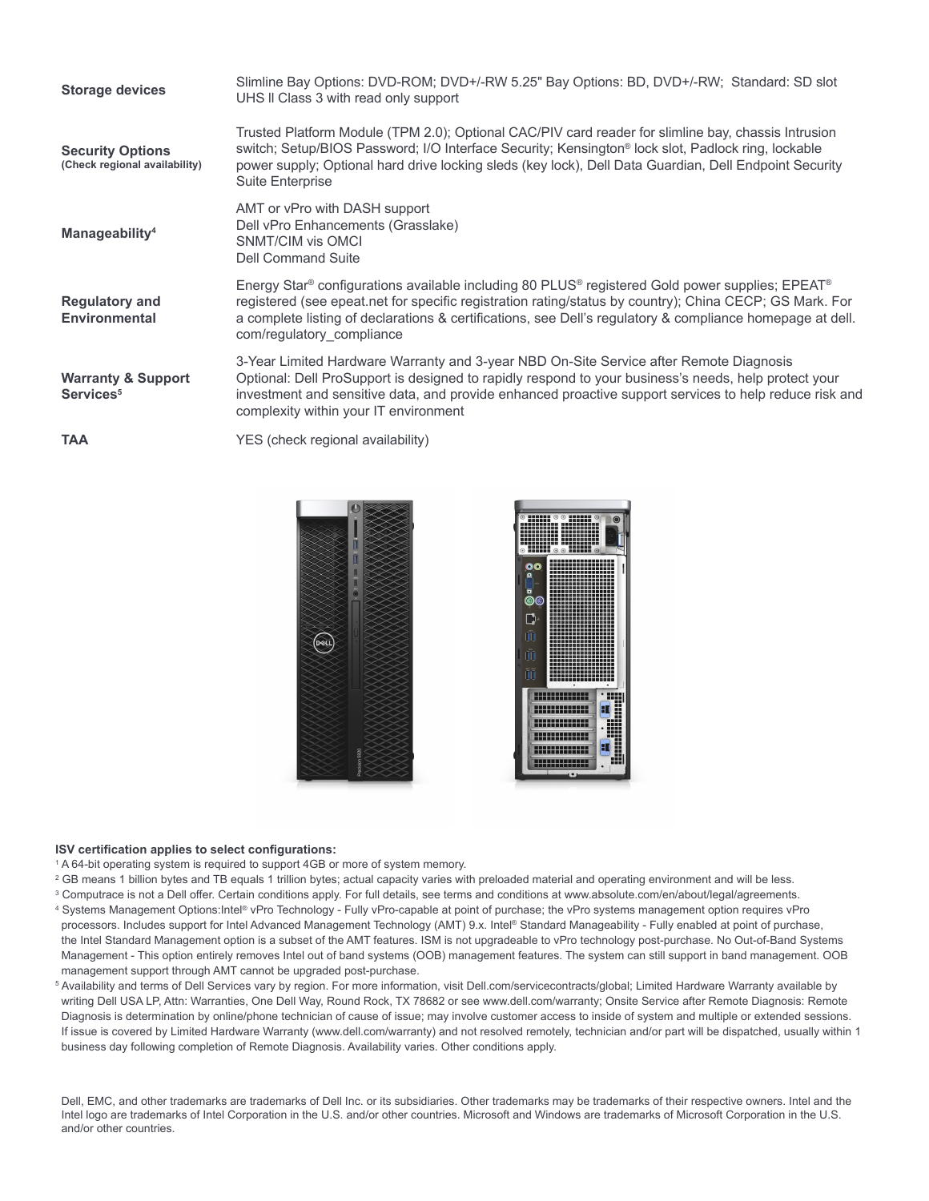| | |
|---|---|
| **Storage devices** | Slimline Bay Options: DVD-ROM; DVD+/-RW 5.25" Bay Options: BD, DVD+/-RW; Standard: SD slot UHS ll Class 3 with read only support |
| **Security Options** (Check regional availability) | Trusted Platform Module (TPM 2.0); Optional CAC/PIV card reader for slimline bay, chassis Intrusion switch; Setup/BIOS Password; I/O Interface Security; Kensington® lock slot, Padlock ring, lockable power supply; Optional hard drive locking sleds (key lock), Dell Data Guardian, Dell Endpoint Security Suite Enterprise |
| **Manageability[4]** | AMT or vPro with DASH support<br>Dell vPro Enhancements (Grasslake)<br>SNMT/CIM vis OMCI<br>Dell Command Suite |
| **Regulatory and Environmental** | Energy Star® configurations available including 80 PLUS® registered Gold power supplies; EPEAT® registered (see epeat.net for specific registration rating/status by country); China CECP; GS Mark. For a complete listing of declarations & certifications, see Dell's regulatory & compliance homepage at dell.com/regulatory_compliance |
| **Warranty & Support Services[5]** | 3-Year Limited Hardware Warranty and 3-year NBD On-Site Service after Remote Diagnosis<br>Optional: Dell ProSupport is designed to rapidly respond to your business's needs, help protect your investment and sensitive data, and provide enhanced proactive support services to help reduce risk and complexity within your IT environment |
| **TAA** | YES (check regional availability) |

**ISV certification applies to select configurations:**

[1] A 64-bit operating system is required to support 4GB or more of system memory.

[2] GB means 1 billion bytes and TB equals 1 trillion bytes; actual capacity varies with preloaded material and operating environment and will be less.

[3] Computrace is not a Dell offer. Certain conditions apply. For full details, see terms and conditions at www.absolute.com/en/about/legal/agreements.

[4] Systems Management Options:Intel® vPro Technology - Fully vPro-capable at point of purchase; the vPro systems management option requires vPro processors. Includes support for Intel Advanced Management Technology (AMT) 9.x. Intel® Standard Manageability - Fully enabled at point of purchase, the Intel Standard Management option is a subset of the AMT features. ISM is not upgradeable to vPro technology post-purchase. No Out-of-Band Systems Management - This option entirely removes Intel out of band systems (OOB) management features. The system can still support in band management. OOB management support through AMT cannot be upgraded post-purchase.

[5] Availability and terms of Dell Services vary by region. For more information, visit Dell.com/servicecontracts/global; Limited Hardware Warranty available by writing Dell USA LP, Attn: Warranties, One Dell Way, Round Rock, TX 78682 or see www.dell.com/warranty; Onsite Service after Remote Diagnosis: Remote Diagnosis is determination by online/phone technician of cause of issue; may involve customer access to inside of system and multiple or extended sessions. If issue is covered by Limited Hardware Warranty (www.dell.com/warranty) and not resolved remotely, technician and/or part will be dispatched, usually within 1 business day following completion of Remote Diagnosis. Availability varies. Other conditions apply.

Dell, EMC, and other trademarks are trademarks of Dell Inc. or its subsidiaries. Other trademarks may be trademarks of their respective owners. Intel and the Intel logo are trademarks of Intel Corporation in the U.S. and/or other countries. Microsoft and Windows are trademarks of Microsoft Corporation in the U.S. and/or other countries.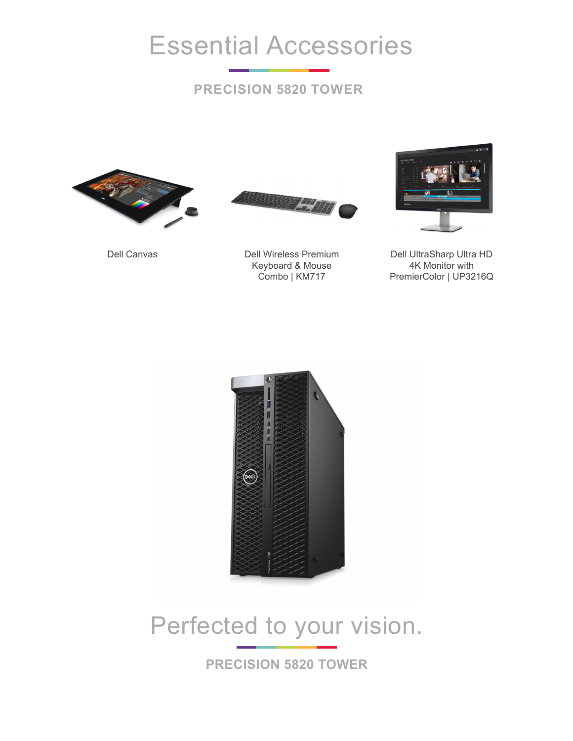# Essential Accessories

**PRECISION 5820 TOWER**

Dell Canvas

Dell Wireless Premium Keyboard & Mouse Combo | KM717

Dell UltraSharp Ultra HD 4K Monitor with PremierColor | UP3216Q

# Perfected to your vision.

**PRECISION 5820 TOWER**